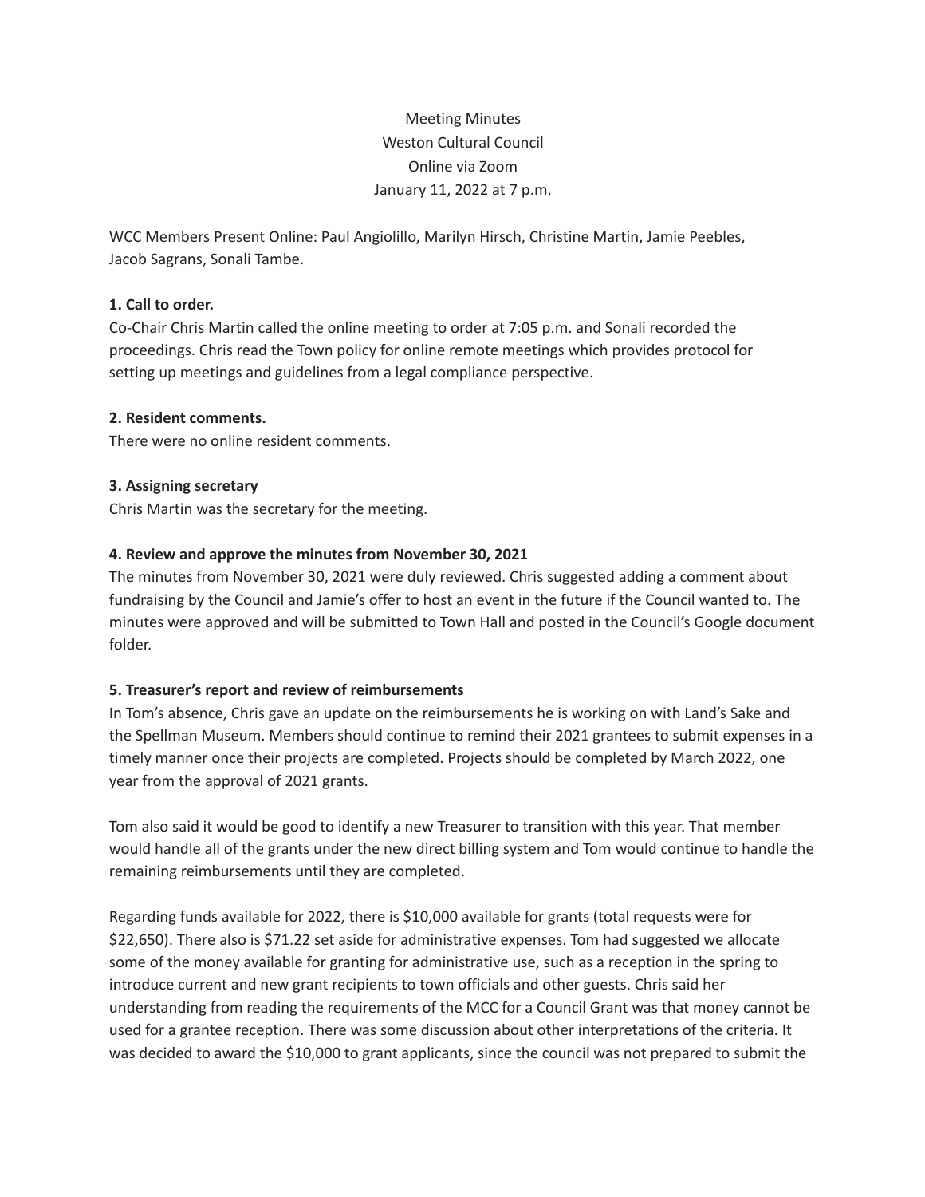Meeting Minutes
Weston Cultural Council
Online via Zoom
January 11, 2022 at 7 p.m.

WCC Members Present Online: Paul Angiolillo, Marilyn Hirsch, Christine Martin, Jamie Peebles, Jacob Sagrans, Sonali Tambe.

**1. Call to order.**
Co-Chair Chris Martin called the online meeting to order at 7:05 p.m. and Sonali recorded the proceedings. Chris read the Town policy for online remote meetings which provides protocol for setting up meetings and guidelines from a legal compliance perspective.

**2. Resident comments.**
There were no online resident comments.

**3. Assigning secretary**
Chris Martin was the secretary for the meeting.

**4. Review and approve the minutes from November 30, 2021**
The minutes from November 30, 2021 were duly reviewed. Chris suggested adding a comment about fundraising by the Council and Jamie's offer to host an event in the future if the Council wanted to. The minutes were approved and will be submitted to Town Hall and posted in the Council's Google document folder.

**5. Treasurer's report and review of reimbursements**
In Tom's absence, Chris gave an update on the reimbursements he is working on with Land's Sake and the Spellman Museum. Members should continue to remind their 2021 grantees to submit expenses in a timely manner once their projects are completed. Projects should be completed by March 2022, one year from the approval of 2021 grants.

Tom also said it would be good to identify a new Treasurer to transition with this year. That member would handle all of the grants under the new direct billing system and Tom would continue to handle the remaining reimbursements until they are completed.

Regarding funds available for 2022, there is $10,000 available for grants (total requests were for $22,650). There also is $71.22 set aside for administrative expenses. Tom had suggested we allocate some of the money available for granting for administrative use, such as a reception in the spring to introduce current and new grant recipients to town officials and other guests. Chris said her understanding from reading the requirements of the MCC for a Council Grant was that money cannot be used for a grantee reception. There was some discussion about other interpretations of the criteria. It was decided to award the $10,000 to grant applicants, since the council was not prepared to submit the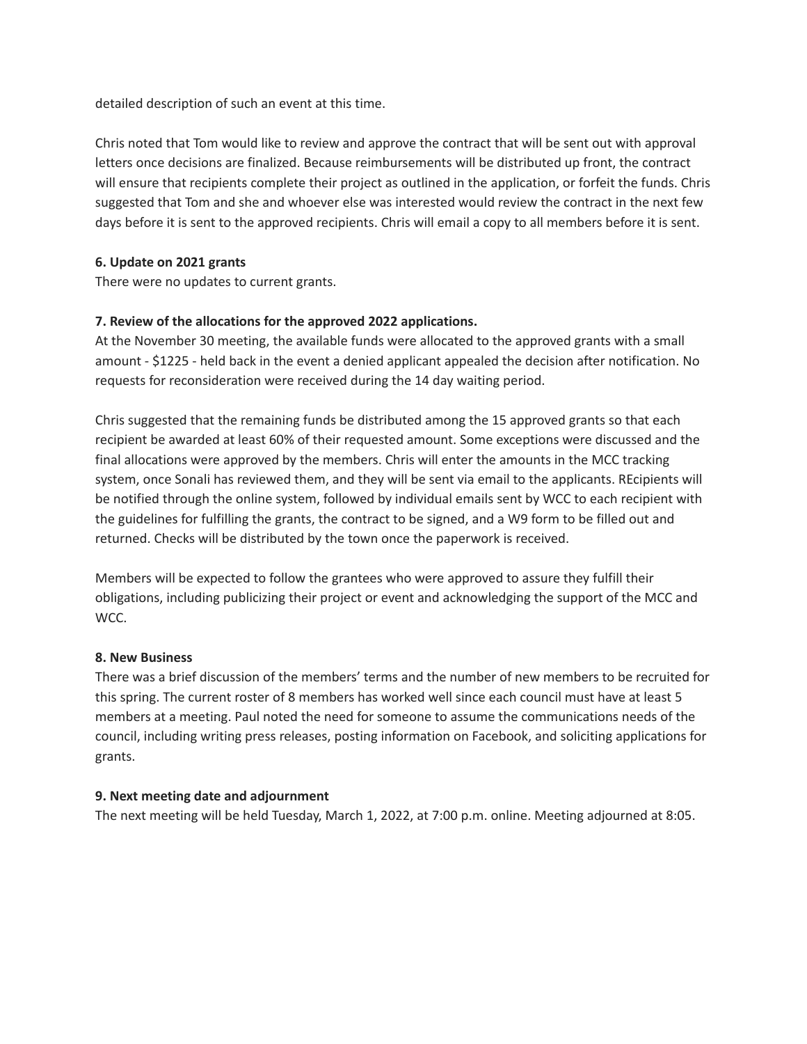detailed description of such an event at this time.

Chris noted that Tom would like to review and approve the contract that will be sent out with approval letters once decisions are finalized. Because reimbursements will be distributed up front, the contract will ensure that recipients complete their project as outlined in the application, or forfeit the funds. Chris suggested that Tom and she and whoever else was interested would review the contract in the next few days before it is sent to the approved recipients. Chris will email a copy to all members before it is sent.

**6. Update on 2021 grants**

There were no updates to current grants.

**7. Review of the allocations for the approved 2022 applications.**

At the November 30 meeting, the available funds were allocated to the approved grants with a small amount - $1225 - held back in the event a denied applicant appealed the decision after notification. No requests for reconsideration were received during the 14 day waiting period.

Chris suggested that the remaining funds be distributed among the 15 approved grants so that each recipient be awarded at least 60% of their requested amount. Some exceptions were discussed and the final allocations were approved by the members. Chris will enter the amounts in the MCC tracking system, once Sonali has reviewed them, and they will be sent via email to the applicants. REcipients will be notified through the online system, followed by individual emails sent by WCC to each recipient with the guidelines for fulfilling the grants, the contract to be signed, and a W9 form to be filled out and returned. Checks will be distributed by the town once the paperwork is received.

Members will be expected to follow the grantees who were approved to assure they fulfill their obligations, including publicizing their project or event and acknowledging the support of the MCC and WCC.

**8. New Business**

There was a brief discussion of the members' terms and the number of new members to be recruited for this spring. The current roster of 8 members has worked well since each council must have at least 5 members at a meeting. Paul noted the need for someone to assume the communications needs of the council, including writing press releases, posting information on Facebook, and soliciting applications for grants.

**9. Next meeting date and adjournment**

The next meeting will be held Tuesday, March 1, 2022, at 7:00 p.m. online. Meeting adjourned at 8:05.